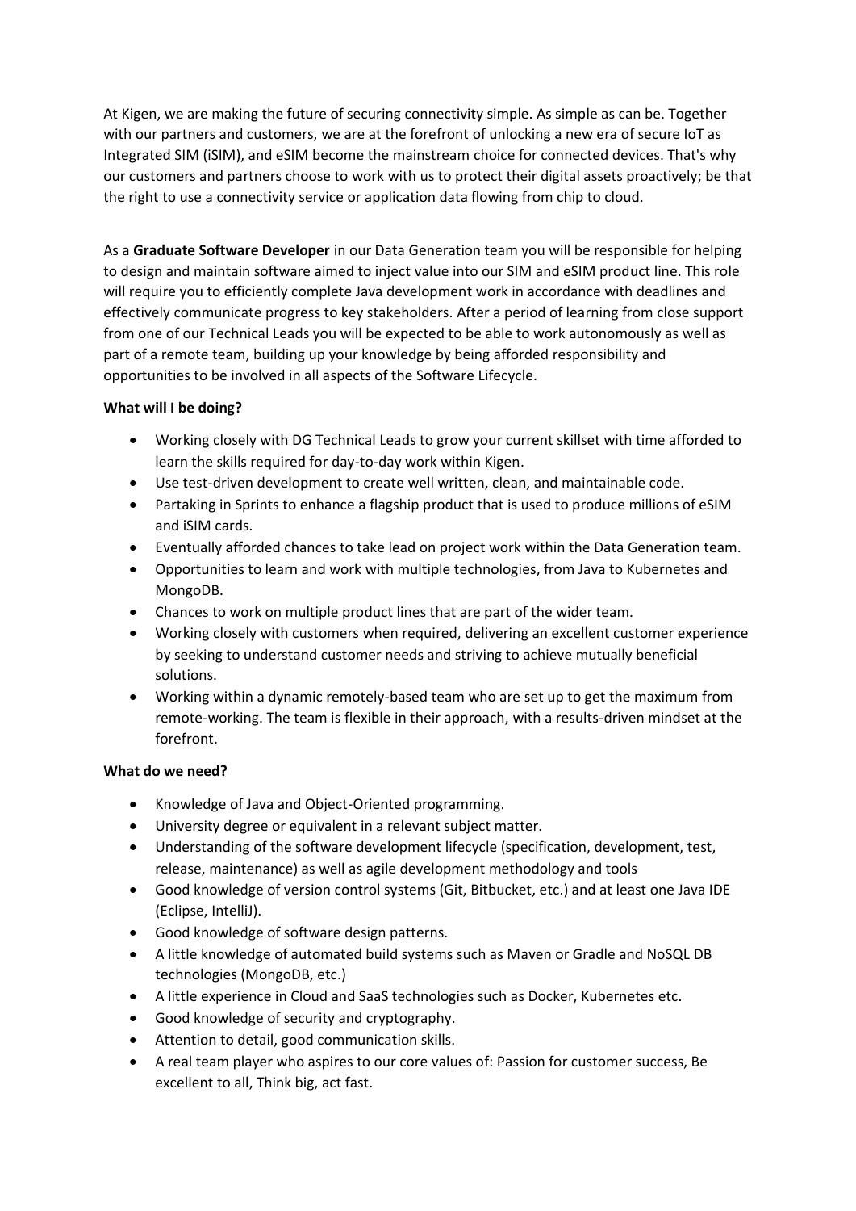At Kigen, we are making the future of securing connectivity simple. As simple as can be. Together with our partners and customers, we are at the forefront of unlocking a new era of secure IoT as Integrated SIM (iSIM), and eSIM become the mainstream choice for connected devices. That's why our customers and partners choose to work with us to protect their digital assets proactively; be that the right to use a connectivity service or application data flowing from chip to cloud.

As a **Graduate Software Developer** in our Data Generation team you will be responsible for helping to design and maintain software aimed to inject value into our SIM and eSIM product line. This role will require you to efficiently complete Java development work in accordance with deadlines and effectively communicate progress to key stakeholders. After a period of learning from close support from one of our Technical Leads you will be expected to be able to work autonomously as well as part of a remote team, building up your knowledge by being afforded responsibility and opportunities to be involved in all aspects of the Software Lifecycle.

**What will I be doing?**

- Working closely with DG Technical Leads to grow your current skillset with time afforded to learn the skills required for day-to-day work within Kigen.
- Use test-driven development to create well written, clean, and maintainable code.
- Partaking in Sprints to enhance a flagship product that is used to produce millions of eSIM and iSIM cards.
- Eventually afforded chances to take lead on project work within the Data Generation team.
- Opportunities to learn and work with multiple technologies, from Java to Kubernetes and MongoDB.
- Chances to work on multiple product lines that are part of the wider team.
- Working closely with customers when required, delivering an excellent customer experience by seeking to understand customer needs and striving to achieve mutually beneficial solutions.
- Working within a dynamic remotely-based team who are set up to get the maximum from remote-working. The team is flexible in their approach, with a results-driven mindset at the forefront.

**What do we need?**

- Knowledge of Java and Object-Oriented programming.
- University degree or equivalent in a relevant subject matter.
- Understanding of the software development lifecycle (specification, development, test, release, maintenance) as well as agile development methodology and tools
- Good knowledge of version control systems (Git, Bitbucket, etc.) and at least one Java IDE (Eclipse, IntelliJ).
- Good knowledge of software design patterns.
- A little knowledge of automated build systems such as Maven or Gradle and NoSQL DB technologies (MongoDB, etc.)
- A little experience in Cloud and SaaS technologies such as Docker, Kubernetes etc.
- Good knowledge of security and cryptography.
- Attention to detail, good communication skills.
- A real team player who aspires to our core values of: Passion for customer success, Be excellent to all, Think big, act fast.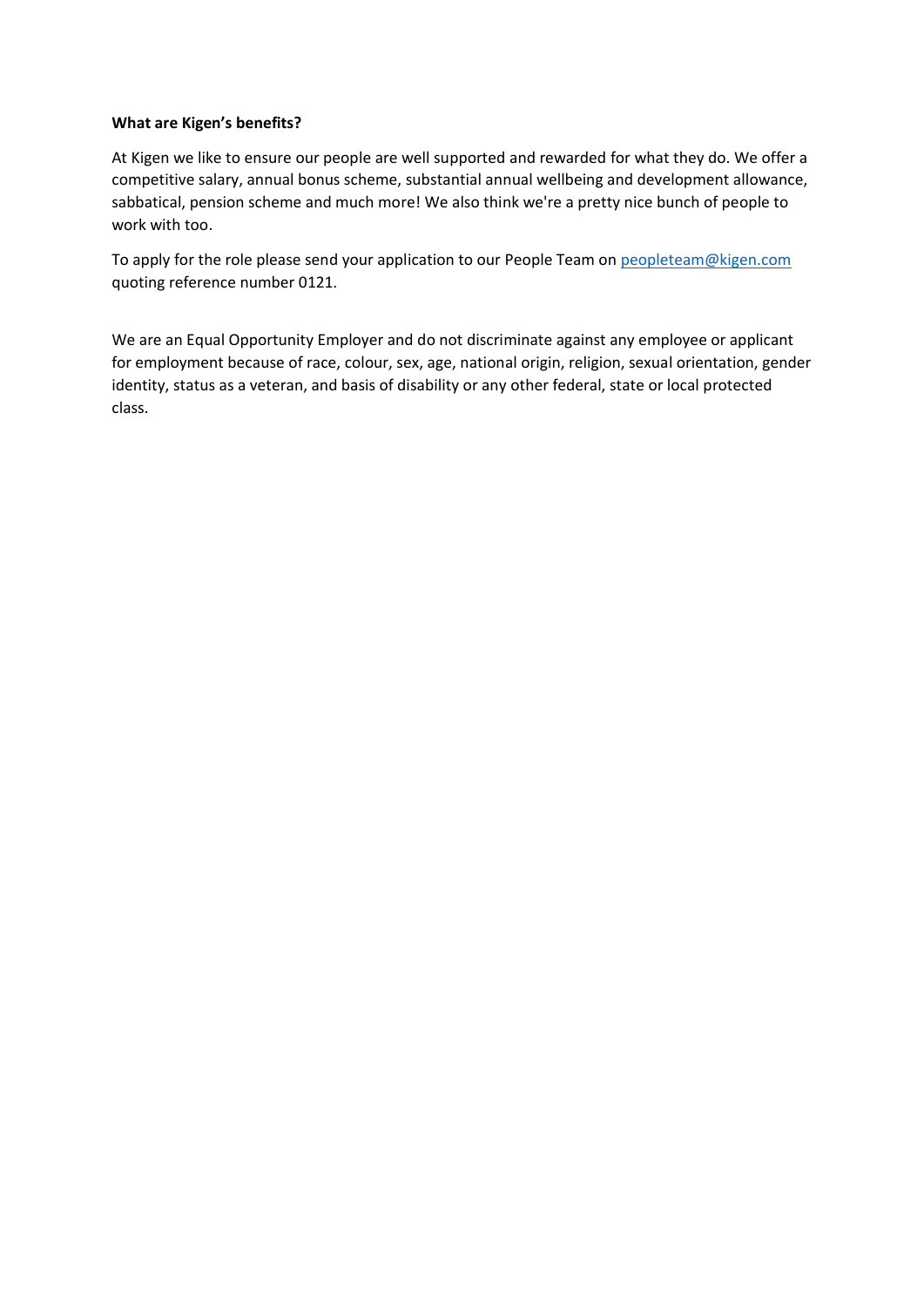**What are Kigen's benefits?**

At Kigen we like to ensure our people are well supported and rewarded for what they do. We offer a competitive salary, annual bonus scheme, substantial annual wellbeing and development allowance, sabbatical, pension scheme and much more! We also think we're a pretty nice bunch of people to work with too.

To apply for the role please send your application to our People Team on peopleteam@kigen.com quoting reference number 0121.

We are an Equal Opportunity Employer and do not discriminate against any employee or applicant for employment because of race, colour, sex, age, national origin, religion, sexual orientation, gender identity, status as a veteran, and basis of disability or any other federal, state or local protected class.